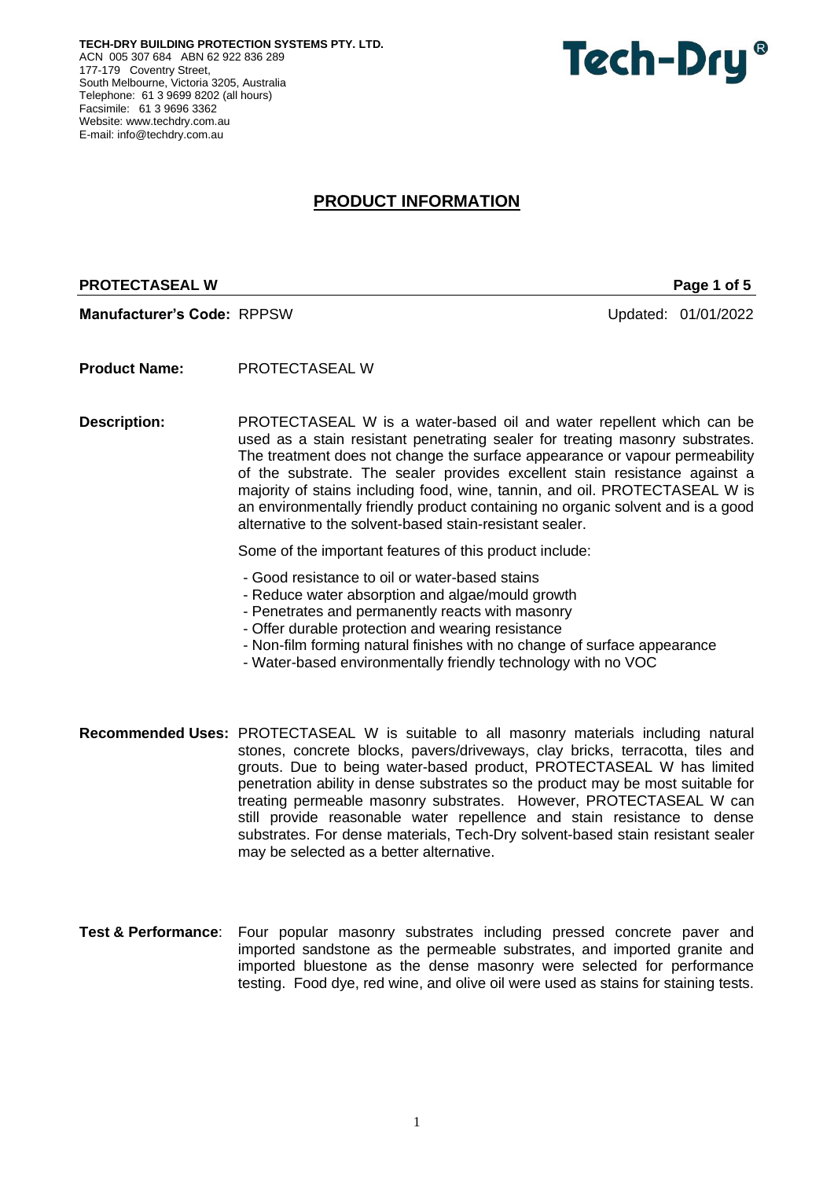**TECH-DRY BUILDING PROTECTION SYSTEMS PTY. LTD.**
ACN 005 307 684 ABN 62 922 836 289
177-179 Coventry Street,
South Melbourne, Victoria 3205, Australia
Telephone: 61 3 9699 8202 (all hours)
Facsimile: 61 3 9696 3362
Website: www.techdry.com.au
E-mail: info@techdry.com.au

**Tech-Dry®**

# PRODUCT INFORMATION

**PROTECTASEAL W**

**Manufacturer's Code:** RPPSW — Updated: 01/01/2022

**Product Name:** PROTECTASEAL W

**Description:** PROTECTASEAL W is a water-based oil and water repellent which can be used as a stain resistant penetrating sealer for treating masonry substrates. The treatment does not change the surface appearance or vapour permeability of the substrate. The sealer provides excellent stain resistance against a majority of stains including food, wine, tannin, and oil. PROTECTASEAL W is an environmentally friendly product containing no organic solvent and is a good alternative to the solvent-based stain-resistant sealer.

Some of the important features of this product include:

- Good resistance to oil or water-based stains
- Reduce water absorption and algae/mould growth
- Penetrates and permanently reacts with masonry
- Offer durable protection and wearing resistance
- Non-film forming natural finishes with no change of surface appearance
- Water-based environmentally friendly technology with no VOC

**Recommended Uses:** PROTECTASEAL W is suitable to all masonry materials including natural stones, concrete blocks, pavers/driveways, clay bricks, terracotta, tiles and grouts. Due to being water-based product, PROTECTASEAL W has limited penetration ability in dense substrates so the product may be most suitable for treating permeable masonry substrates. However, PROTECTASEAL W can still provide reasonable water repellence and stain resistance to dense substrates. For dense materials, Tech-Dry solvent-based stain resistant sealer may be selected as a better alternative.

**Test & Performance**: Four popular masonry substrates including pressed concrete paver and imported sandstone as the permeable substrates, and imported granite and imported bluestone as the dense masonry were selected for performance testing. Food dye, red wine, and olive oil were used as stains for staining tests.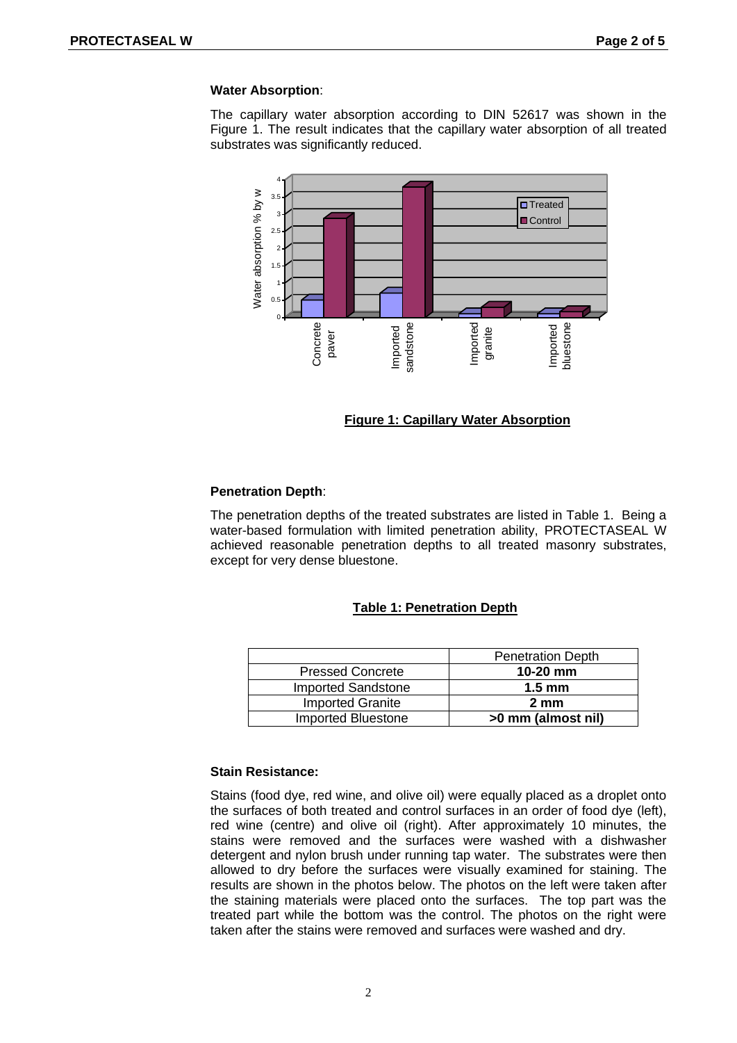**Water Absorption**:

The capillary water absorption according to DIN 52617 was shown in the Figure 1. The result indicates that the capillary water absorption of all treated substrates was significantly reduced.

**Figure 1: Capillary Water Absorption**

**Penetration Depth**:

The penetration depths of the treated substrates are listed in Table 1. Being a water-based formulation with limited penetration ability, PROTECTASEAL W achieved reasonable penetration depths to all treated masonry substrates, except for very dense bluestone.

**Table 1: Penetration Depth**

| | Penetration Depth |
|---|---|
| Pressed Concrete | **10-20 mm** |
| Imported Sandstone | **1.5 mm** |
| Imported Granite | **2 mm** |
| Imported Bluestone | **>0 mm (almost nil)** |

**Stain Resistance:**

Stains (food dye, red wine, and olive oil) were equally placed as a droplet onto the surfaces of both treated and control surfaces in an order of food dye (left), red wine (centre) and olive oil (right). After approximately 10 minutes, the stains were removed and the surfaces were washed with a dishwasher detergent and nylon brush under running tap water. The substrates were then allowed to dry before the surfaces were visually examined for staining. The results are shown in the photos below. The photos on the left were taken after the staining materials were placed onto the surfaces. The top part was the treated part while the bottom was the control. The photos on the right were taken after the stains were removed and surfaces were washed and dry.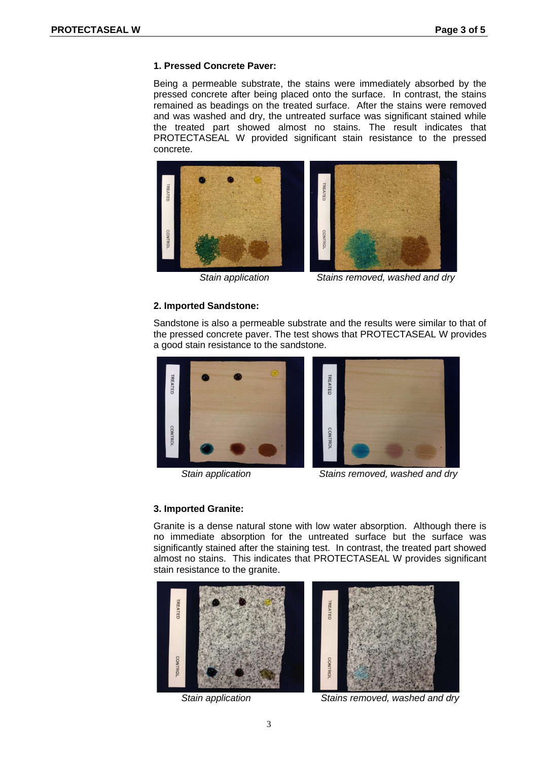### 1. Pressed Concrete Paver:

Being a permeable substrate, the stains were immediately absorbed by the pressed concrete after being placed onto the surface. In contrast, the stains remained as beadings on the treated surface. After the stains were removed and was washed and dry, the untreated surface was significant stained while the treated part showed almost no stains. The result indicates that PROTECTASEAL W provided significant stain resistance to the pressed concrete.

*Stain application* | *Stains removed, washed and dry*

### 2. Imported Sandstone:

Sandstone is also a permeable substrate and the results were similar to that of the pressed concrete paver. The test shows that PROTECTASEAL W provides a good stain resistance to the sandstone.

*Stain application* | *Stains removed, washed and dry*

### 3. Imported Granite:

Granite is a dense natural stone with low water absorption. Although there is no immediate absorption for the untreated surface but the surface was significantly stained after the staining test. In contrast, the treated part showed almost no stains. This indicates that PROTECTASEAL W provides significant stain resistance to the granite.

*Stain application* | *Stains removed, washed and dry*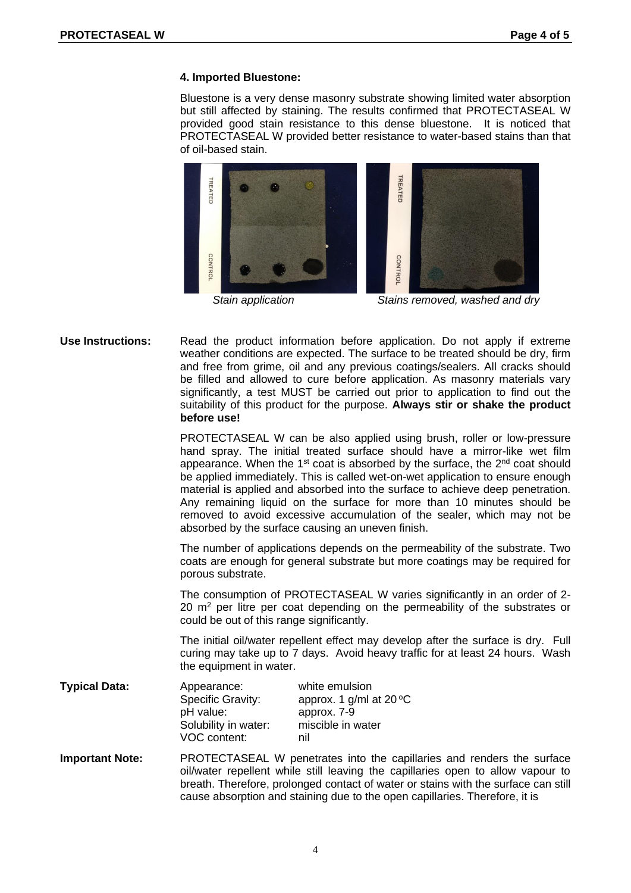#### 4. Imported Bluestone:

Bluestone is a very dense masonry substrate showing limited water absorption but still affected by staining. The results confirmed that PROTECTASEAL W provided good stain resistance to this dense bluestone. It is noticed that PROTECTASEAL W provided better resistance to water-based stains than that of oil-based stain.

*Stain application* *Stains removed, washed and dry*

**Use Instructions:** Read the product information before application. Do not apply if extreme weather conditions are expected. The surface to be treated should be dry, firm and free from grime, oil and any previous coatings/sealers. All cracks should be filled and allowed to cure before application. As masonry materials vary significantly, a test MUST be carried out prior to application to find out the suitability of this product for the purpose. **Always stir or shake the product before use!**

PROTECTASEAL W can be also applied using brush, roller or low-pressure hand spray. The initial treated surface should have a mirror-like wet film appearance. When the 1st coat is absorbed by the surface, the 2nd coat should be applied immediately. This is called wet-on-wet application to ensure enough material is applied and absorbed into the surface to achieve deep penetration. Any remaining liquid on the surface for more than 10 minutes should be removed to avoid excessive accumulation of the sealer, which may not be absorbed by the surface causing an uneven finish.

The number of applications depends on the permeability of the substrate. Two coats are enough for general substrate but more coatings may be required for porous substrate.

The consumption of PROTECTASEAL W varies significantly in an order of 2-20 $m^2$ per litre per coat depending on the permeability of the substrates or could be out of this range significantly.

The initial oil/water repellent effect may develop after the surface is dry. Full curing may take up to 7 days. Avoid heavy traffic for at least 24 hours. Wash the equipment in water.

**Typical Data:**

| | |
|---|---|
| Appearance: | white emulsion |
| Specific Gravity: | approx. 1 g/ml at 20 $^oC$ |
| pH value: | approx. 7-9 |
| Solubility in water: | miscible in water |
| VOC content: | nil |

**Important Note:** PROTECTASEAL W penetrates into the capillaries and renders the surface oil/water repellent while still leaving the capillaries open to allow vapour to breath. Therefore, prolonged contact of water or stains with the surface can still cause absorption and staining due to the open capillaries. Therefore, it is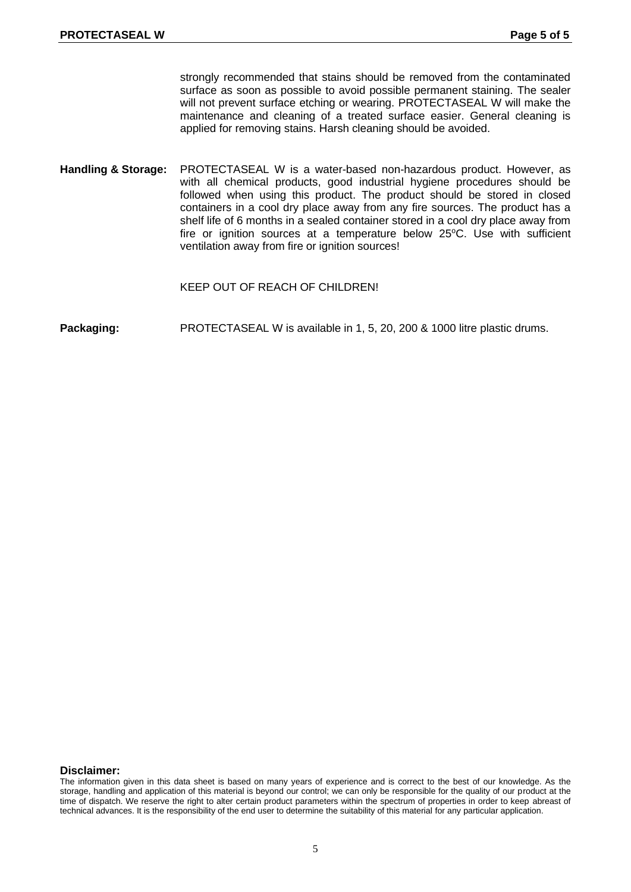strongly recommended that stains should be removed from the contaminated surface as soon as possible to avoid possible permanent staining. The sealer will not prevent surface etching or wearing. PROTECTASEAL W will make the maintenance and cleaning of a treated surface easier. General cleaning is applied for removing stains. Harsh cleaning should be avoided.

**Handling & Storage:** PROTECTASEAL W is a water-based non-hazardous product. However, as with all chemical products, good industrial hygiene procedures should be followed when using this product. The product should be stored in closed containers in a cool dry place away from any fire sources. The product has a shelf life of 6 months in a sealed container stored in a cool dry place away from fire or ignition sources at a temperature below 25°C. Use with sufficient ventilation away from fire or ignition sources!

KEEP OUT OF REACH OF CHILDREN!

**Packaging:** PROTECTASEAL W is available in 1, 5, 20, 200 & 1000 litre plastic drums.

**Disclaimer:**

The information given in this data sheet is based on many years of experience and is correct to the best of our knowledge. As the storage, handling and application of this material is beyond our control; we can only be responsible for the quality of our product at the time of dispatch. We reserve the right to alter certain product parameters within the spectrum of properties in order to keep abreast of technical advances. It is the responsibility of the end user to determine the suitability of this material for any particular application.